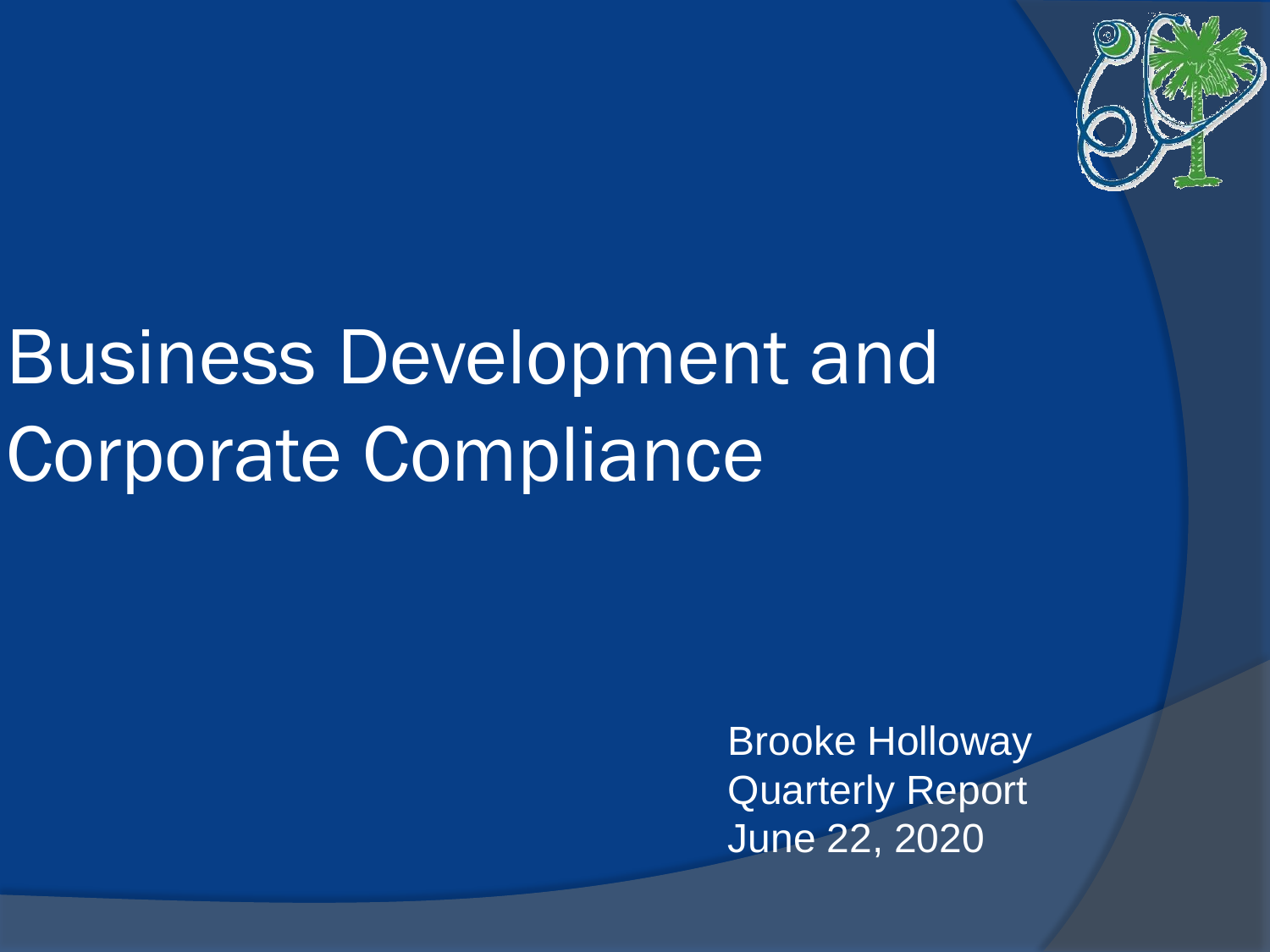# Business Development and Corporate Compliance

Brooke Holloway
Quarterly Report
June 22, 2020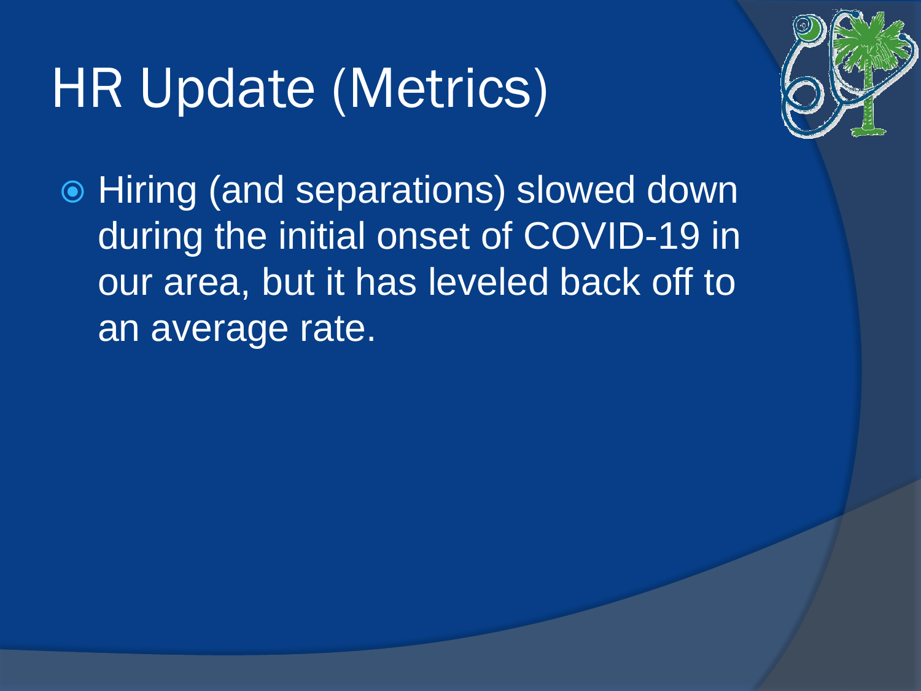# HR Update (Metrics)

- Hiring (and separations) slowed down during the initial onset of COVID-19 in our area, but it has leveled back off to an average rate.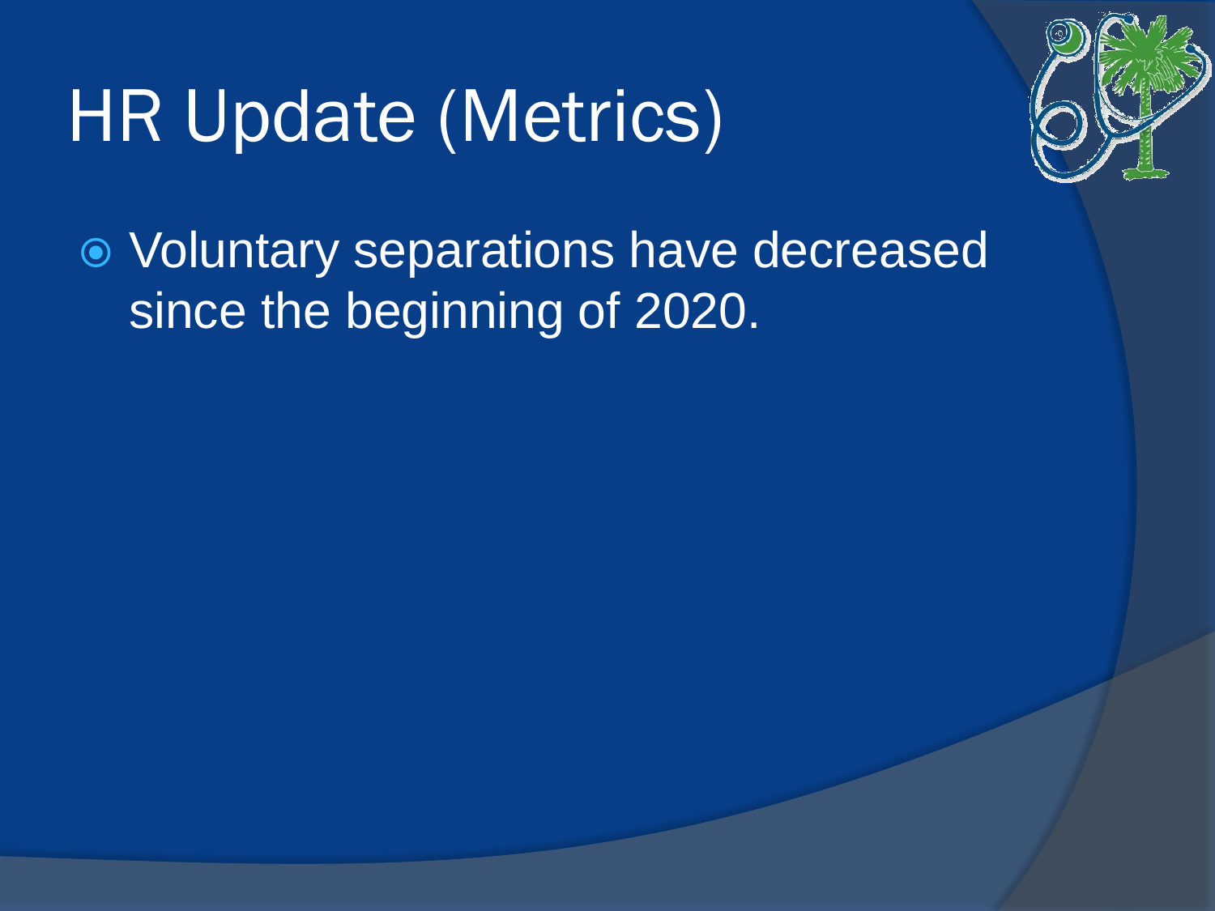# HR Update (Metrics)

- Voluntary separations have decreased since the beginning of 2020.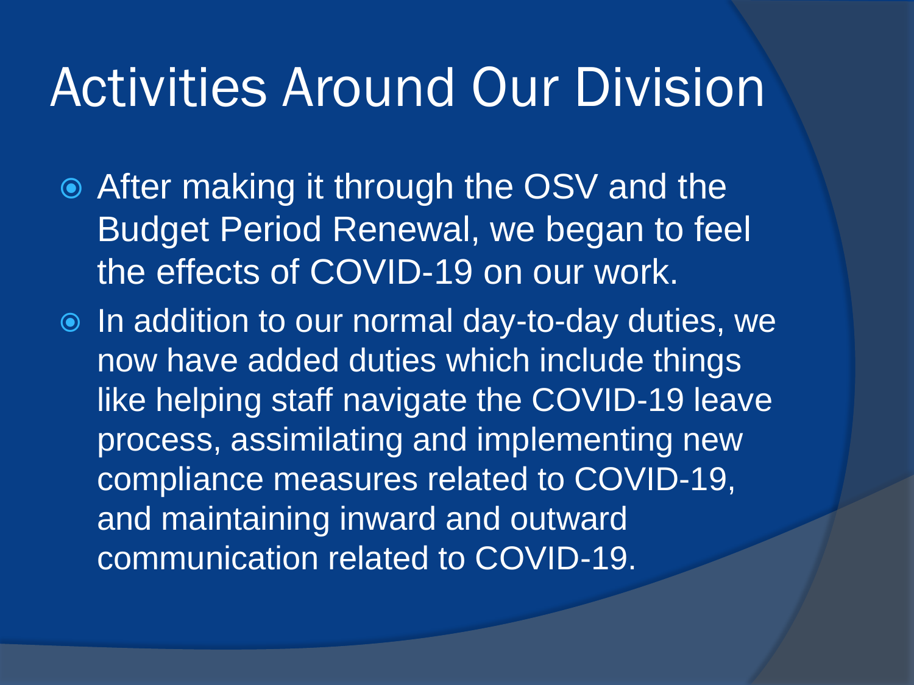# Activities Around Our Division

- After making it through the OSV and the Budget Period Renewal, we began to feel the effects of COVID-19 on our work.
- In addition to our normal day-to-day duties, we now have added duties which include things like helping staff navigate the COVID-19 leave process, assimilating and implementing new compliance measures related to COVID-19, and maintaining inward and outward communication related to COVID-19.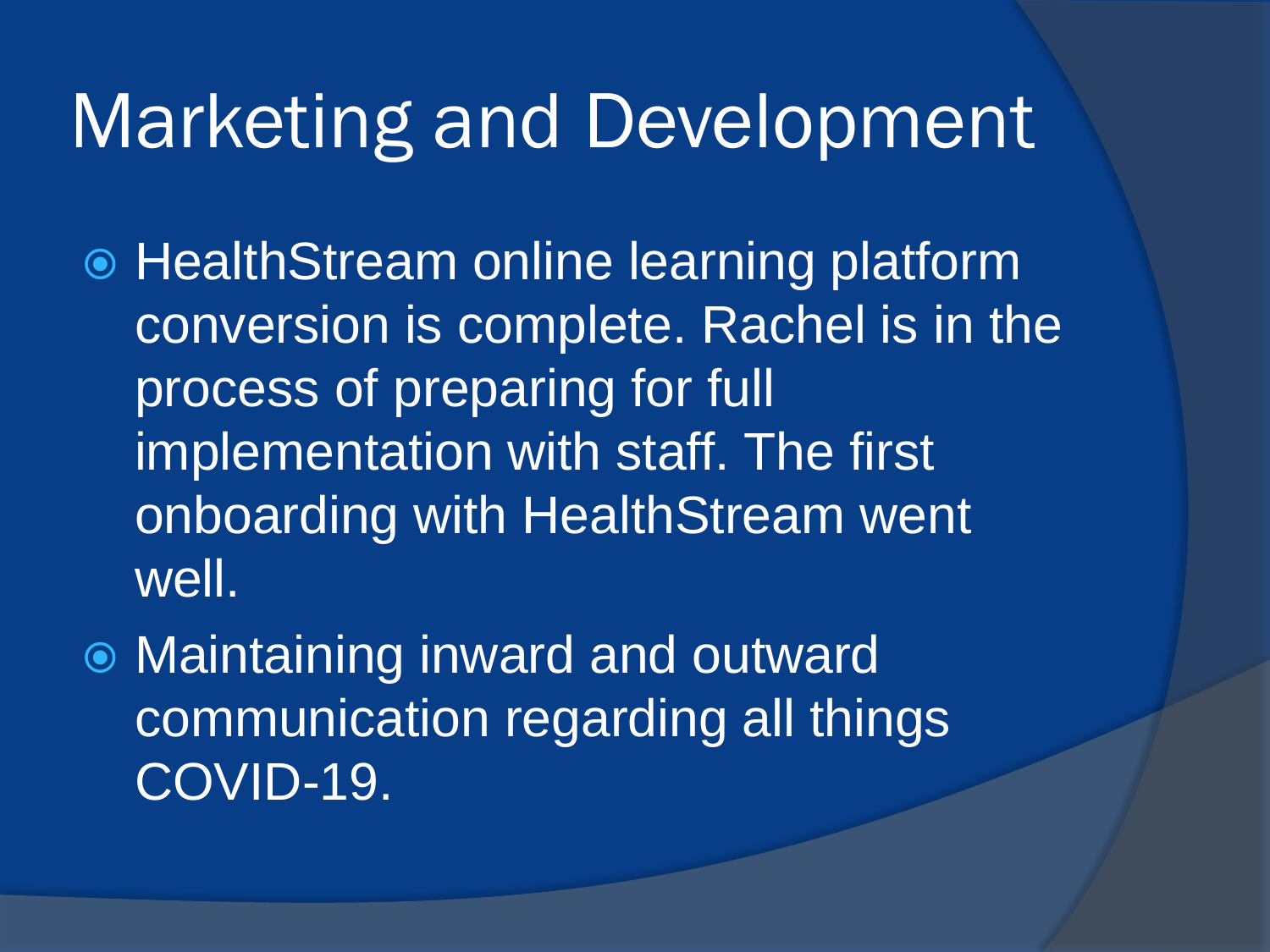# Marketing and Development

- HealthStream online learning platform conversion is complete. Rachel is in the process of preparing for full implementation with staff. The first onboarding with HealthStream went well.
- Maintaining inward and outward communication regarding all things COVID-19.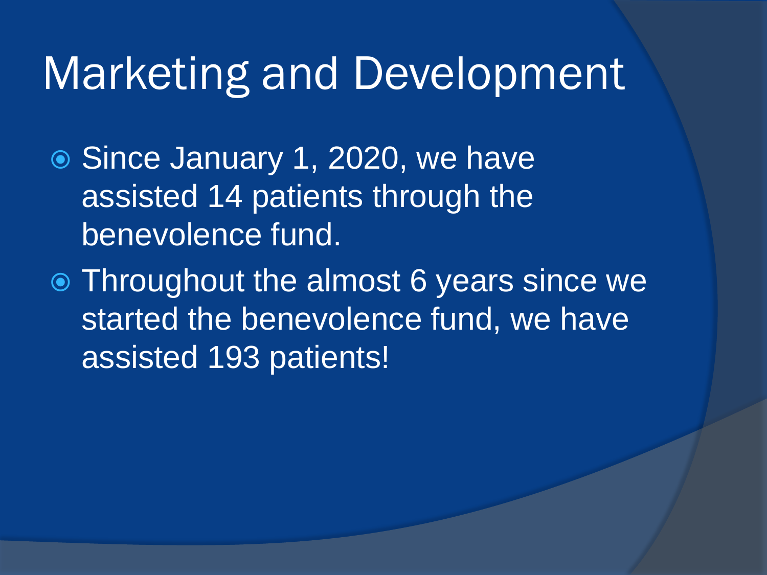# Marketing and Development

- Since January 1, 2020, we have assisted 14 patients through the benevolence fund.
- Throughout the almost 6 years since we started the benevolence fund, we have assisted 193 patients!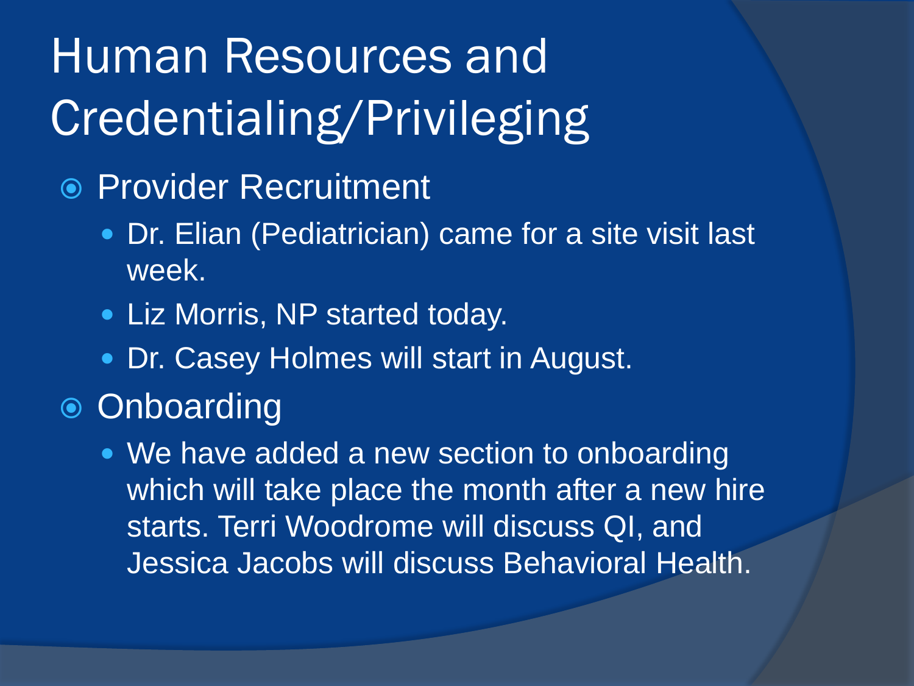# Human Resources and Credentialing/Privileging

- Provider Recruitment
  - Dr. Elian (Pediatrician) came for a site visit last week.
  - Liz Morris, NP started today.
  - Dr. Casey Holmes will start in August.
- Onboarding
  - We have added a new section to onboarding which will take place the month after a new hire starts. Terri Woodrome will discuss QI, and Jessica Jacobs will discuss Behavioral Health.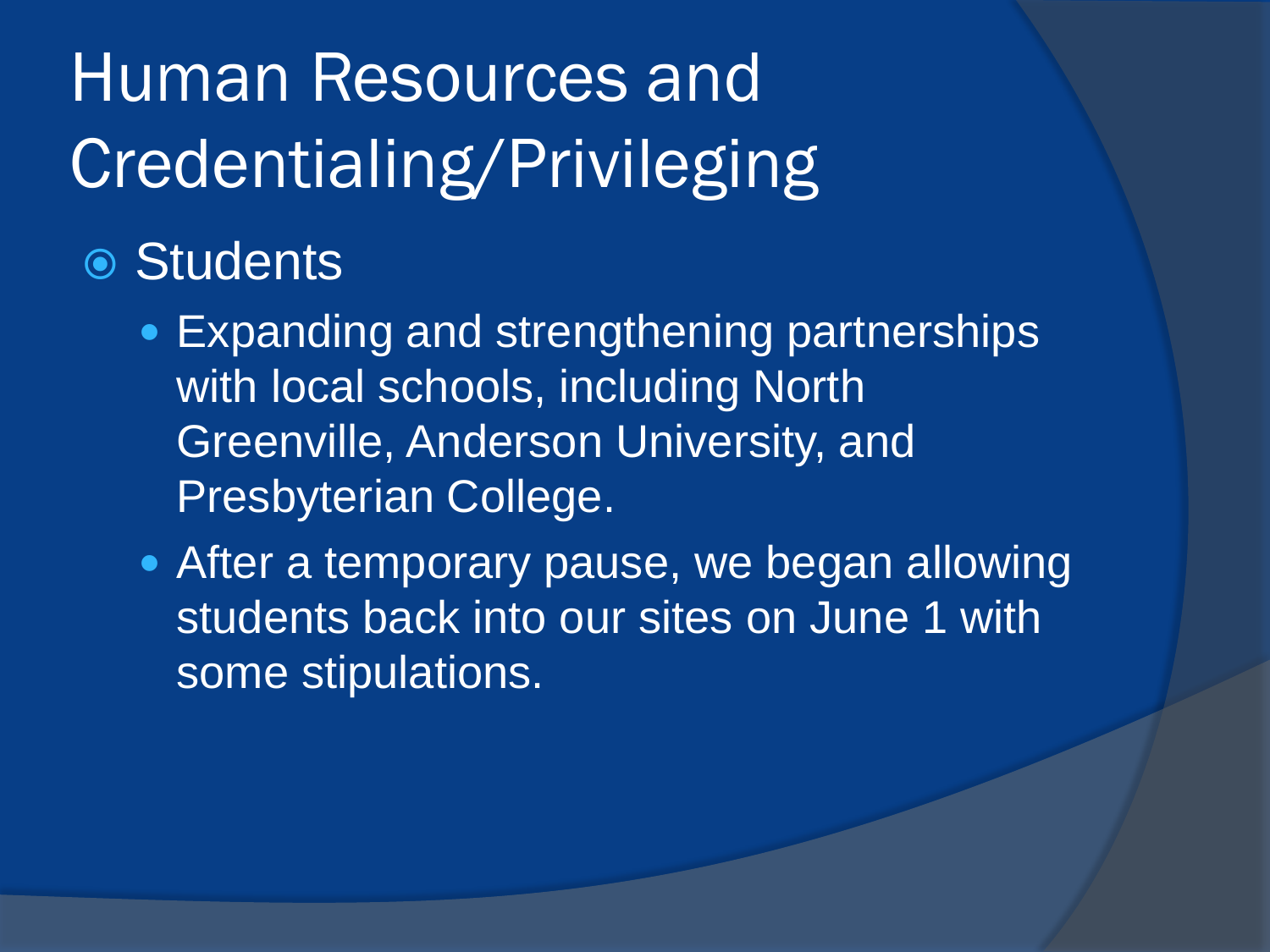# Human Resources and Credentialing/Privileging

- Students
  - Expanding and strengthening partnerships with local schools, including North Greenville, Anderson University, and Presbyterian College.
  - After a temporary pause, we began allowing students back into our sites on June 1 with some stipulations.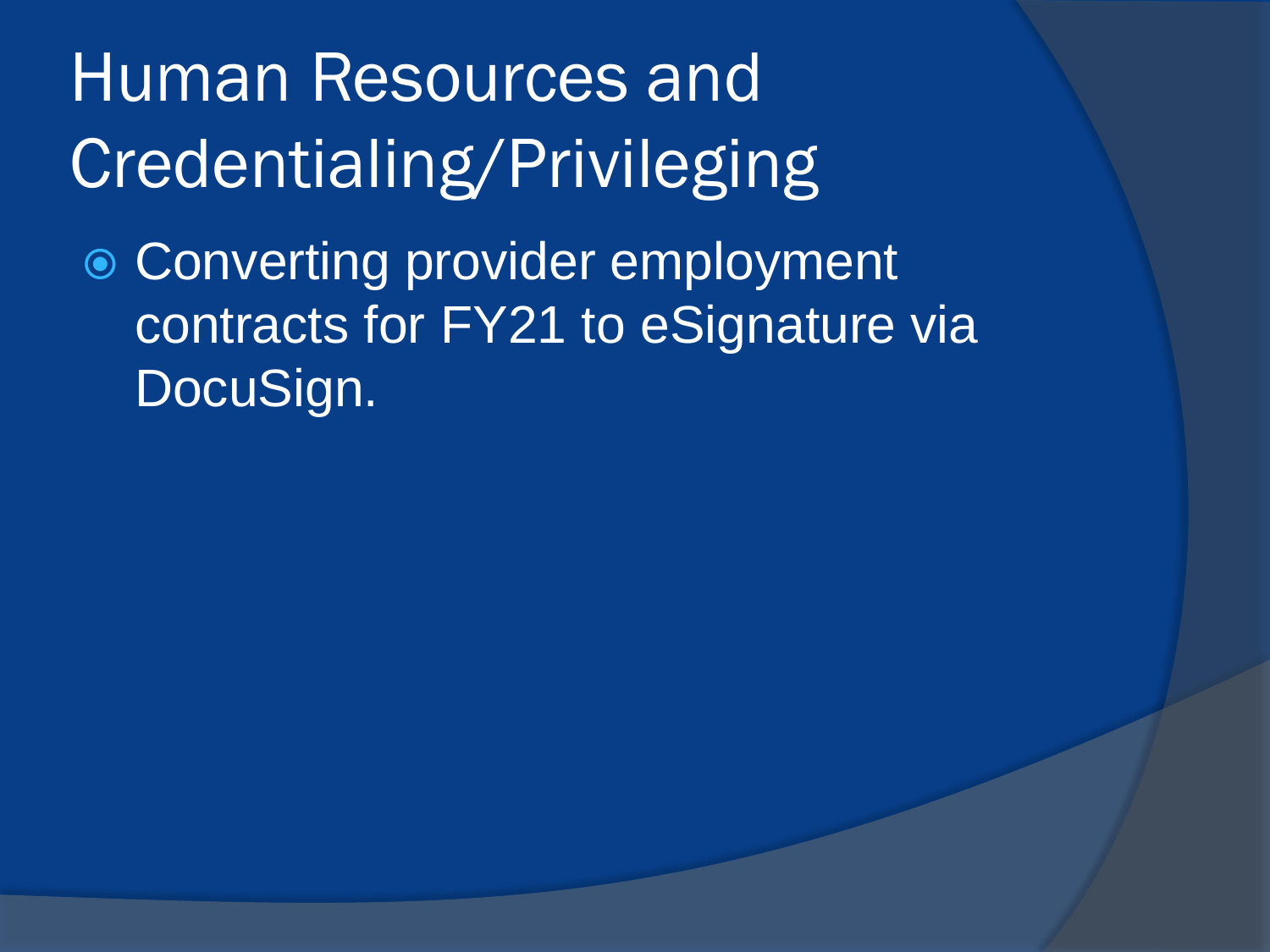# Human Resources and Credentialing/Privileging

- Converting provider employment contracts for FY21 to eSignature via DocuSign.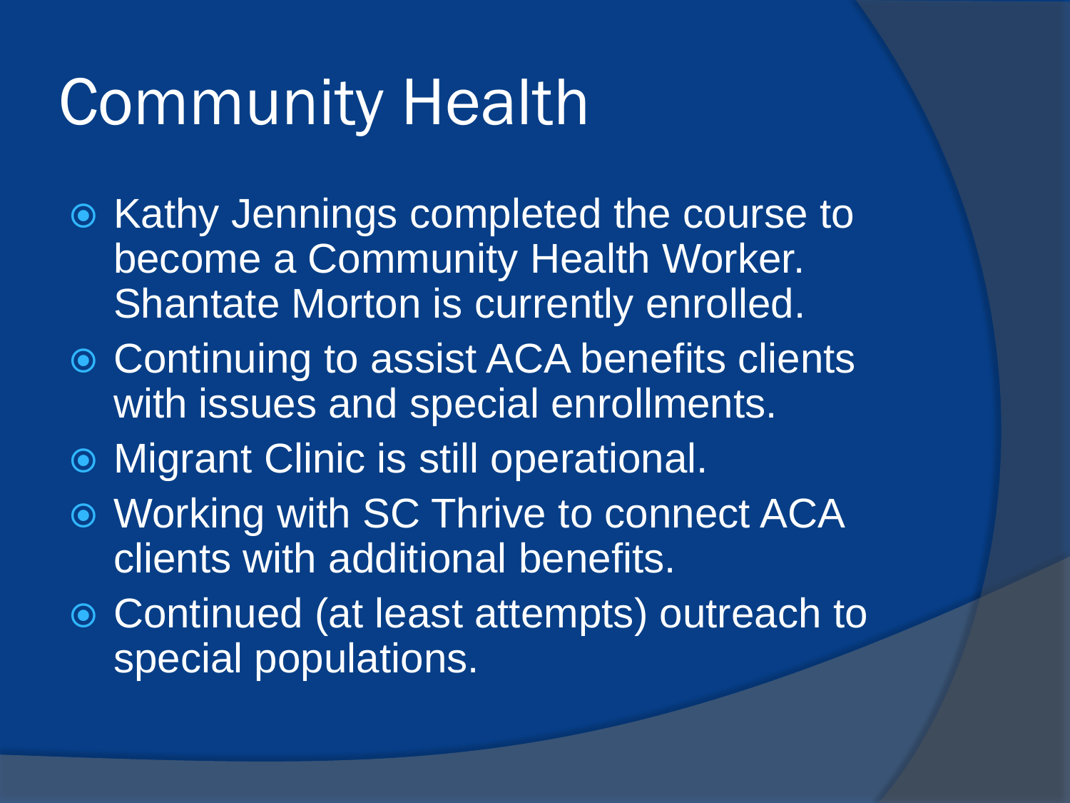# Community Health

- Kathy Jennings completed the course to become a Community Health Worker. Shantate Morton is currently enrolled.
- Continuing to assist ACA benefits clients with issues and special enrollments.
- Migrant Clinic is still operational.
- Working with SC Thrive to connect ACA clients with additional benefits.
- Continued (at least attempts) outreach to special populations.